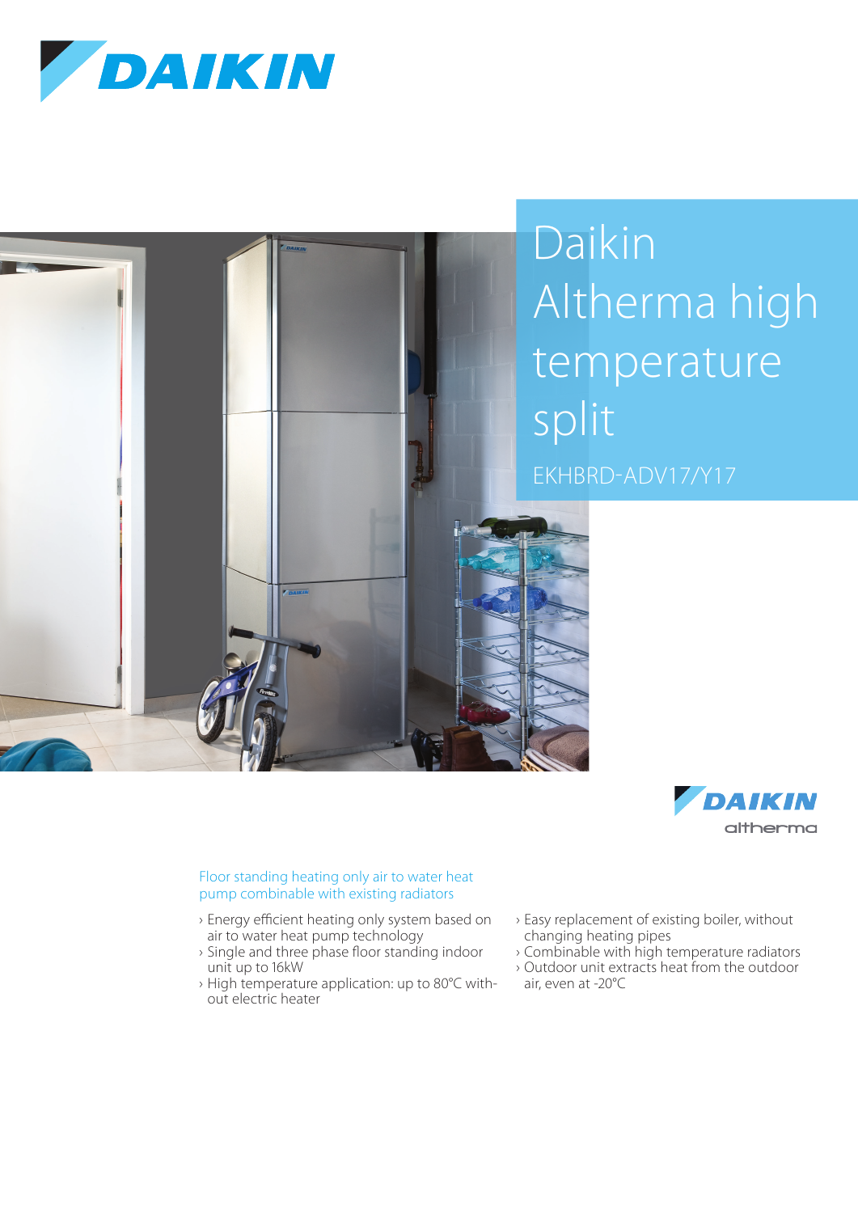# Daikin Altherma high temperature split

EKHBRD-ADV17/Y17

## Floor standing heating only air to water heat pump combinable with existing radiators

- Energy efficient heating only system based on air to water heat pump technology
- Single and three phase floor standing indoor unit up to 16kW
- High temperature application: up to 80°C without electric heater
- Easy replacement of existing boiler, without changing heating pipes
- Combinable with high temperature radiators
- Outdoor unit extracts heat from the outdoor air, even at -20°C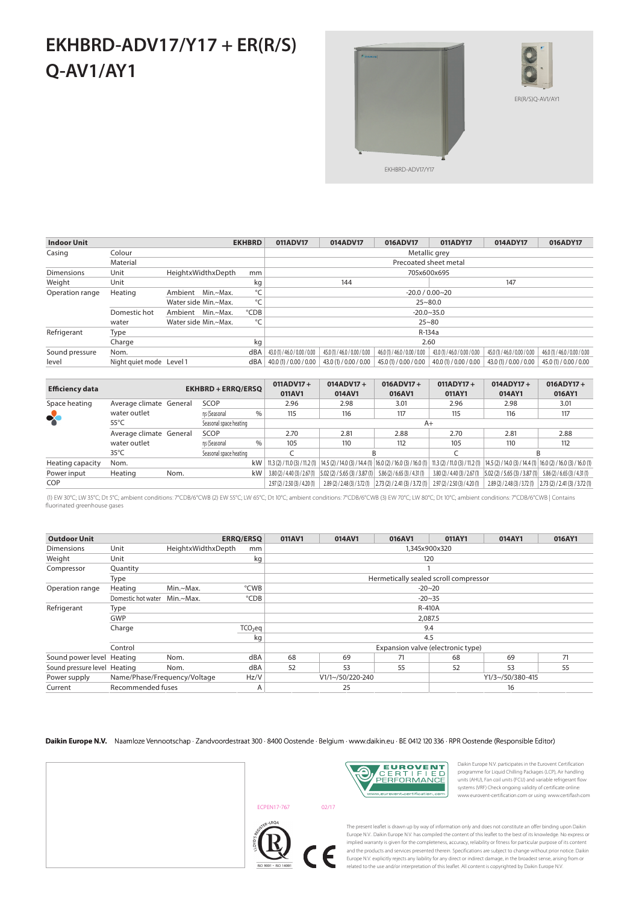# EKHBRD-ADV17/Y17 + ER(R/S) Q-AV1/AY1

ER(R/S)Q-AV1/AY1

EKHBRD-ADV17/Y17

| Indoor Unit | | | EKHBRD | 011ADV17 | 014ADV17 | 016ADV17 | 011ADY17 | 014ADY17 | 016ADY17 |
|---|---|---|---|---|---|---|---|---|---|
| Casing | Colour | | | Metallic grey | | | | | |
| | Material | | | Precoated sheet metal | | | | | |
| Dimensions | Unit | HeightxWidthxDepth | mm | 705x600x695 | | | | | |
| Weight | Unit | | kg | 144 | | | 147 | | |
| Operation range | Heating | Ambient Min.~Max. | °C | -20.0 / 0.00~20 | | | | | |
| | | Water side Min.~Max. | °C | 25~80.0 | | | | | |
| | Domestic hot water | Ambient Min.~Max. | °CDB | -20.0~35.0 | | | | | |
| | | Water side Min.~Max. | °C | 25~80 | | | | | |
| Refrigerant | Type | | | R-134a | | | | | |
| | Charge | | kg | 2.60 | | | | | |
| Sound pressure level | Nom. | | dBA | 43.0 (1) / 46.0 / 0.00 / 0.00 | 45.0 (1) / 46.0 / 0.00 / 0.00 | 46.0 (1) / 46.0 / 0.00 / 0.00 | 43.0 (1) / 46.0 / 0.00 / 0.00 | 45.0 (1) / 46.0 / 0.00 / 0.00 | 46.0 (1) / 46.0 / 0.00 / 0.00 |
| | Night quiet mode | Level 1 | dBA | 40.0 (1) / 0.00 / 0.00 | 43.0 (1) / 0.00 / 0.00 | 45.0 (1) / 0.00 / 0.00 | 40.0 (1) / 0.00 / 0.00 | 43.0 (1) / 0.00 / 0.00 | 45.0 (1) / 0.00 / 0.00 |

| Efficiency data | | | EKHBRD + ERRQ/ERSQ | 011ADV17 + 011AV1 | 014ADV17 + 014AV1 | 016ADV17 + 016AV1 | 011ADY17 + 011AY1 | 014ADY17 + 014AY1 | 016ADY17 + 016AY1 |
|---|---|---|---|---|---|---|---|---|---|
| Space heating | Average climate water outlet 55°C | General | SCOP | 2.96 | 2.98 | 3.01 | 2.96 | 2.98 | 3.01 |
| | | | ηs (Seasonal space heating) % | 115 | 116 | 117 | 115 | 116 | 117 |
| | | | Seasonal space heating | A+ | | | | | |
| | Average climate water outlet 35°C | General | SCOP | 2.70 | 2.81 | 2.88 | 2.70 | 2.81 | 2.88 |
| | | | ηs (Seasonal space heating) % | 105 | 110 | 112 | 105 | 110 | 112 |
| | | | Seasonal space heating | C | B | | C | B | |
| Heating capacity | Nom. | | kW | 11.3 (2) / 11.0 (3) / 11.2 (1) | 14.5 (2) / 14.0 (3) / 14.4 (1) | 16.0 (2) / 16.0 (3) / 16.0 (1) | 11.3 (2) / 11.0 (3) / 11.2 (1) | 14.5 (2) / 14.0 (3) / 14.4 (1) | 16.0 (2) / 16.0 (3) / 16.0 (1) |
| Power input | Heating | Nom. | kW | 3.80 (2) / 4.40 (3) / 2.67 (1) | 5.02 (2) / 5.65 (3) / 3.87 (1) | 5.86 (2) / 6.65 (3) / 4.31 (1) | 3.80 (2) / 4.40 (3) / 2.67 (1) | 5.02 (2) / 5.65 (3) / 3.87 (1) | 5.86 (2) / 6.65 (3) / 4.31 (1) |
| COP | | | | 2.97 (2) / 2.50 (3) / 4.20 (1) | 2.89 (2) / 2.48 (3) / 3.72 (1) | 2.73 (2) / 2.41 (3) / 3.72 (1) | 2.97 (2) / 2.50 (3) / 4.20 (1) | 2.89 (2) / 2.48 (3) / 3.72 (1) | 2.73 (2) / 2.41 (3) / 3.72 (1) |

(1) EW 30°C; LW 35°C; Dt 5°C; ambient conditions: 7°CDB/6°CWB (2) EW 55°C; LW 65°C; Dt 10°C; ambient conditions: 7°CDB/6°CWB (3) EW 70°C; LW 80°C; Dt 10°C; ambient conditions: 7°CDB/6°CWB | Contains fluorinated greenhouse gases

| Outdoor Unit | | | ERRQ/ERSQ | 011AV1 | 014AV1 | 016AV1 | 011AY1 | 014AY1 | 016AY1 |
|---|---|---|---|---|---|---|---|---|---|
| Dimensions | Unit | HeightxWidthxDepth | mm | 1,345x900x320 | | | | | |
| Weight | Unit | | kg | 120 | | | | | |
| Compressor | Quantity | | | 1 | | | | | |
| | Type | | | Hermetically sealed scroll compressor | | | | | |
| Operation range | Heating | Min.~Max. | °CWB | -20~20 | | | | | |
| | Domestic hot water | Min.~Max. | °CDB | -20~35 | | | | | |
| Refrigerant | Type | | | R-410A | | | | | |
| | GWP | | | 2,087.5 | | | | | |
| | Charge | | $TCO_2eq$ | 9.4 | | | | | |
| | | | kg | 4.5 | | | | | |
| | Control | | | Expansion valve (electronic type) | | | | | |
| Sound power level | Heating | Nom. | dBA | 68 | 69 | 71 | 68 | 69 | 71 |
| Sound pressure level | Heating | Nom. | dBA | 52 | 53 | 55 | 52 | 53 | 55 |
| Power supply | Name/Phase/Frequency/Voltage | | Hz/V | V1/1~/50/220-240 | | | Y1/3~/50/380-415 | | |
| Current | Recommended fuses | | A | 25 | | | 16 | | |

**Daikin Europe N.V.** Naamloze Vennootschap · Zandvoordestraat 300 · 8400 Oostende · Belgium · www.daikin.eu · BE 0412 120 336 · RPR Oostende (Responsible Editor)

EUROVENT CERTIFIED PERFORMANCE www.eurovent-certification.com

Daikin Europe N.V. participates in the Eurovent Certification programme for Liquid Chilling Packages (LCP), Air handling units (AHU), Fan coil units (FCU) and variable refrigerant flow systems (VRF) Check ongoing validity of certificate online: www.eurovent-certification.com or using: www.certiflash.com

ECPEN17-767 02/17

LLOYD'S REGISTER LRQA ISO 9001 · ISO 14001

The present leaflet is drawn up by way of information only and does not constitute an offer binding upon Daikin Europe N.V.. Daikin Europe N.V. has compiled the content of this leaflet to the best of its knowledge. No express or implied warranty is given for the completeness, accuracy, reliability or fitness for particular purpose of its content and the products and services presented therein. Specifications are subject to change without prior notice. Daikin Europe N.V. explicitly rejects any liability for any direct or indirect damage, in the broadest sense, arising from or related to the use and/or interpretation of this leaflet. All content is copyrighted by Daikin Europe N.V.